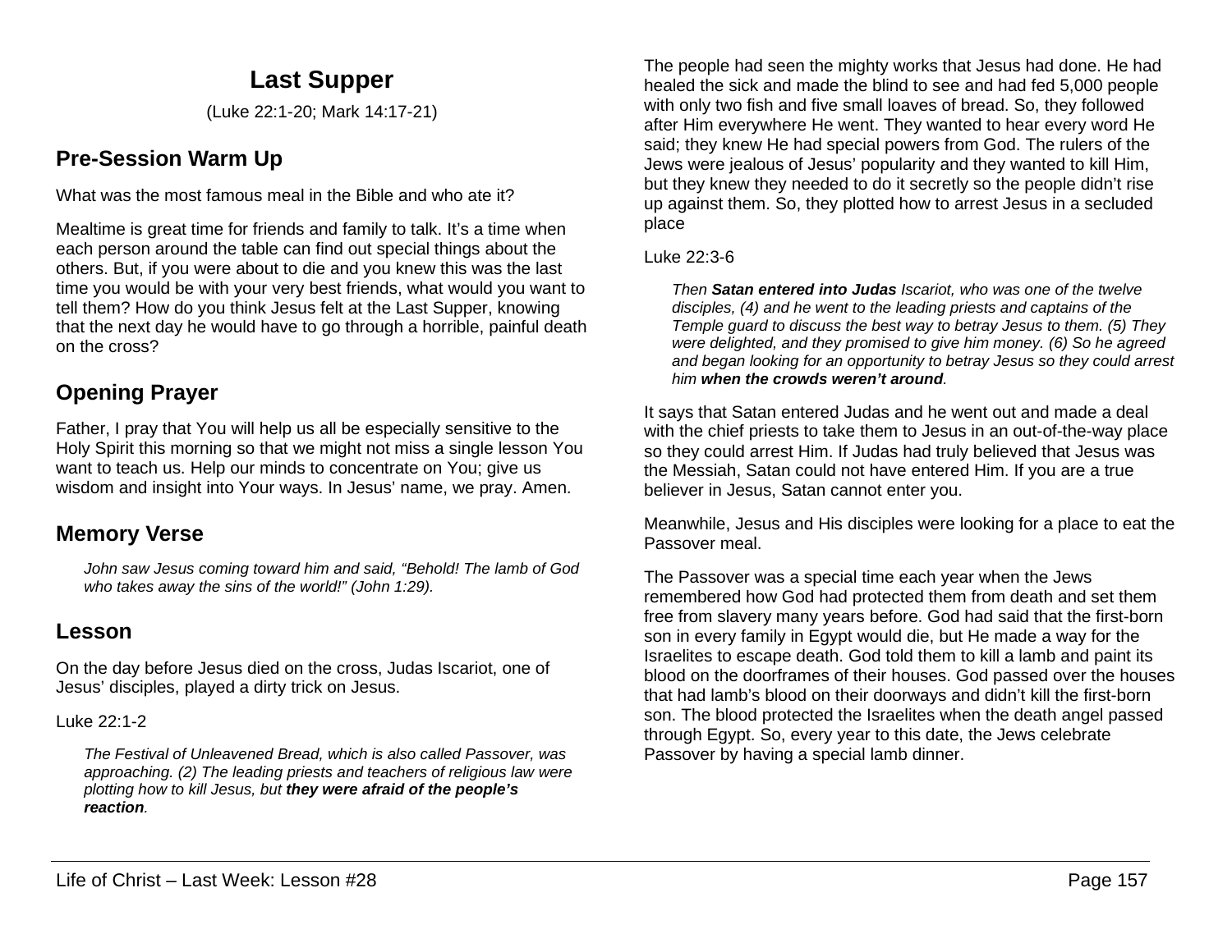# Last Supper

(Luke 22:1-20; Mark 14:17-21)

## Pre-Session Warm Up

What was the most famous meal in the Bible and who ate it?

Mealtime is great time for friends and family to talk. It's a time when each person around the table can find out special things about the others. But, if you were about to die and you knew this was the last time you would be with your very best friends, what would you want to tell them? How do you think Jesus felt at the Last Supper, knowing that the next day he would have to go through a horrible, painful death on the cross?

## Opening Prayer

Father, I pray that You will help us all be especially sensitive to the Holy Spirit this morning so that we might not miss a single lesson You want to teach us. Help our minds to concentrate on You; give us wisdom and insight into Your ways. In Jesus' name, we pray. Amen.

## Memory Verse

> *John saw Jesus coming toward him and said, "Behold! The lamb of God who takes away the sins of the world!" (John 1:29).*

## Lesson

On the day before Jesus died on the cross, Judas Iscariot, one of Jesus' disciples, played a dirty trick on Jesus.

Luke 22:1-2

> *The Festival of Unleavened Bread, which is also called Passover, was approaching. (2) The leading priests and teachers of religious law were plotting how to kill Jesus, but **they were afraid of the people's reaction**.*

The people had seen the mighty works that Jesus had done. He had healed the sick and made the blind to see and had fed 5,000 people with only two fish and five small loaves of bread. So, they followed after Him everywhere He went. They wanted to hear every word He said; they knew He had special powers from God. The rulers of the Jews were jealous of Jesus' popularity and they wanted to kill Him, but they knew they needed to do it secretly so the people didn't rise up against them. So, they plotted how to arrest Jesus in a secluded place

Luke 22:3-6

> *Then **Satan entered into Judas** Iscariot, who was one of the twelve disciples, (4) and he went to the leading priests and captains of the Temple guard to discuss the best way to betray Jesus to them. (5) They were delighted, and they promised to give him money. (6) So he agreed and began looking for an opportunity to betray Jesus so they could arrest him **when the crowds weren't around**.*

It says that Satan entered Judas and he went out and made a deal with the chief priests to take them to Jesus in an out-of-the-way place so they could arrest Him. If Judas had truly believed that Jesus was the Messiah, Satan could not have entered Him. If you are a true believer in Jesus, Satan cannot enter you.

Meanwhile, Jesus and His disciples were looking for a place to eat the Passover meal.

The Passover was a special time each year when the Jews remembered how God had protected them from death and set them free from slavery many years before. God had said that the first-born son in every family in Egypt would die, but He made a way for the Israelites to escape death. God told them to kill a lamb and paint its blood on the doorframes of their houses. God passed over the houses that had lamb's blood on their doorways and didn't kill the first-born son. The blood protected the Israelites when the death angel passed through Egypt. So, every year to this date, the Jews celebrate Passover by having a special lamb dinner.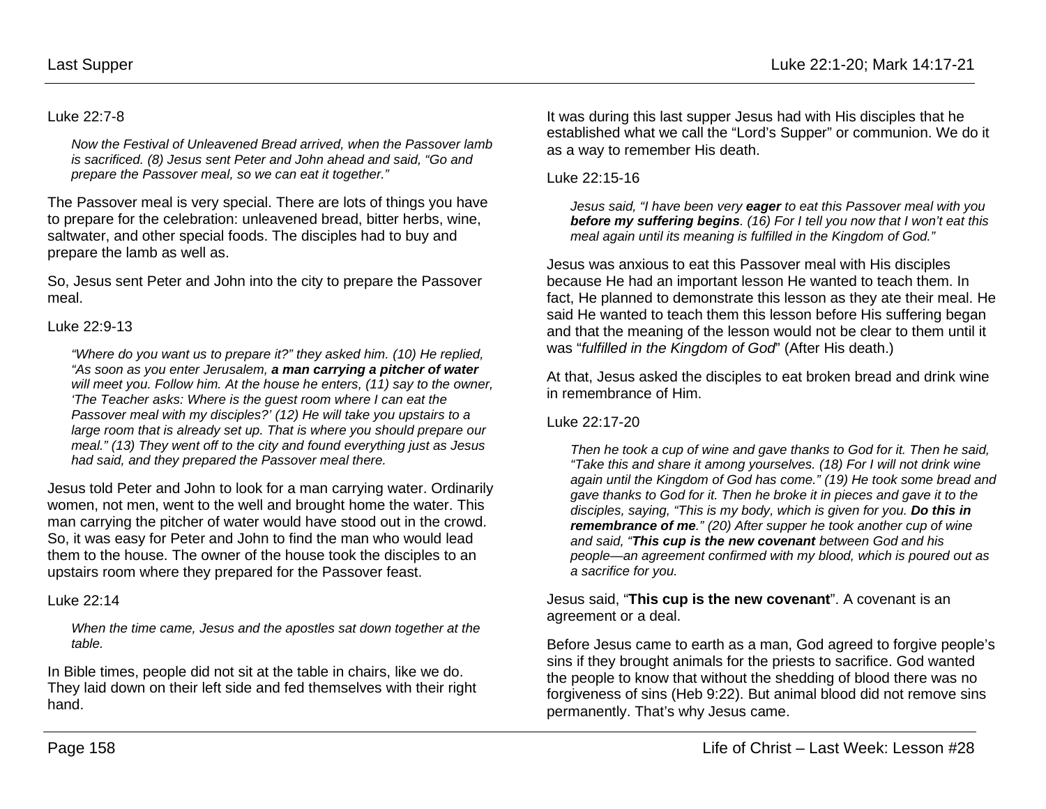Luke 22:7-8

> *Now the Festival of Unleavened Bread arrived, when the Passover lamb is sacrificed. (8) Jesus sent Peter and John ahead and said, "Go and prepare the Passover meal, so we can eat it together."*

The Passover meal is very special. There are lots of things you have to prepare for the celebration: unleavened bread, bitter herbs, wine, saltwater, and other special foods. The disciples had to buy and prepare the lamb as well as.

So, Jesus sent Peter and John into the city to prepare the Passover meal.

Luke 22:9-13

> *"Where do you want us to prepare it?" they asked him. (10) He replied, "As soon as you enter Jerusalem,* ***a man carrying a pitcher of water*** *will meet you. Follow him. At the house he enters, (11) say to the owner, 'The Teacher asks: Where is the guest room where I can eat the Passover meal with my disciples?' (12) He will take you upstairs to a large room that is already set up. That is where you should prepare our meal." (13) They went off to the city and found everything just as Jesus had said, and they prepared the Passover meal there.*

Jesus told Peter and John to look for a man carrying water. Ordinarily women, not men, went to the well and brought home the water. This man carrying the pitcher of water would have stood out in the crowd. So, it was easy for Peter and John to find the man who would lead them to the house. The owner of the house took the disciples to an upstairs room where they prepared for the Passover feast.

Luke 22:14

> *When the time came, Jesus and the apostles sat down together at the table.*

In Bible times, people did not sit at the table in chairs, like we do. They laid down on their left side and fed themselves with their right hand.

It was during this last supper Jesus had with His disciples that he established what we call the "Lord's Supper" or communion. We do it as a way to remember His death.

Luke 22:15-16

> *Jesus said, "I have been very* ***eager*** *to eat this Passover meal with you* ***before my suffering begins****. (16) For I tell you now that I won't eat this meal again until its meaning is fulfilled in the Kingdom of God."*

Jesus was anxious to eat this Passover meal with His disciples because He had an important lesson He wanted to teach them. In fact, He planned to demonstrate this lesson as they ate their meal. He said He wanted to teach them this lesson before His suffering began and that the meaning of the lesson would not be clear to them until it was "*fulfilled in the Kingdom of God*" (After His death.)

At that, Jesus asked the disciples to eat broken bread and drink wine in remembrance of Him.

Luke 22:17-20

> *Then he took a cup of wine and gave thanks to God for it. Then he said, "Take this and share it among yourselves. (18) For I will not drink wine again until the Kingdom of God has come." (19) He took some bread and gave thanks to God for it. Then he broke it in pieces and gave it to the disciples, saying, "This is my body, which is given for you.* ***Do this in remembrance of me****." (20) After supper he took another cup of wine and said, "****This cup is the new covenant*** *between God and his people—an agreement confirmed with my blood, which is poured out as a sacrifice for you.*

Jesus said, "**This cup is the new covenant**". A covenant is an agreement or a deal.

Before Jesus came to earth as a man, God agreed to forgive people's sins if they brought animals for the priests to sacrifice. God wanted the people to know that without the shedding of blood there was no forgiveness of sins (Heb 9:22). But animal blood did not remove sins permanently. That's why Jesus came.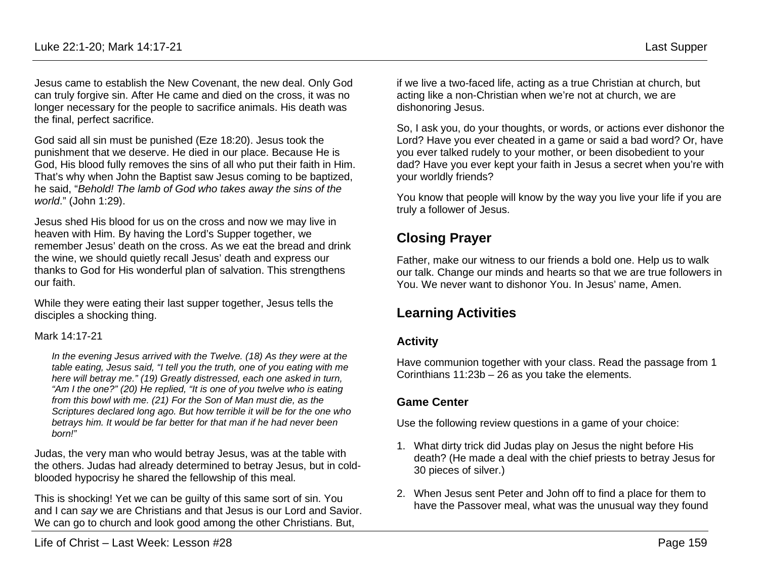Jesus came to establish the New Covenant, the new deal. Only God can truly forgive sin. After He came and died on the cross, it was no longer necessary for the people to sacrifice animals. His death was the final, perfect sacrifice.

God said all sin must be punished (Eze 18:20). Jesus took the punishment that we deserve. He died in our place. Because He is God, His blood fully removes the sins of all who put their faith in Him. That's why when John the Baptist saw Jesus coming to be baptized, he said, "*Behold! The lamb of God who takes away the sins of the world*." (John 1:29).

Jesus shed His blood for us on the cross and now we may live in heaven with Him. By having the Lord's Supper together, we remember Jesus' death on the cross. As we eat the bread and drink the wine, we should quietly recall Jesus' death and express our thanks to God for His wonderful plan of salvation. This strengthens our faith.

While they were eating their last supper together, Jesus tells the disciples a shocking thing.

Mark 14:17-21

> *In the evening Jesus arrived with the Twelve. (18) As they were at the table eating, Jesus said, "I tell you the truth, one of you eating with me here will betray me." (19) Greatly distressed, each one asked in turn, "Am I the one?" (20) He replied, "It is one of you twelve who is eating from this bowl with me. (21) For the Son of Man must die, as the Scriptures declared long ago. But how terrible it will be for the one who betrays him. It would be far better for that man if he had never been born!"*

Judas, the very man who would betray Jesus, was at the table with the others. Judas had already determined to betray Jesus, but in cold-blooded hypocrisy he shared the fellowship of this meal.

This is shocking! Yet we can be guilty of this same sort of sin. You and I can *say* we are Christians and that Jesus is our Lord and Savior. We can go to church and look good among the other Christians. But, if we live a two-faced life, acting as a true Christian at church, but acting like a non-Christian when we're not at church, we are dishonoring Jesus.

So, I ask you, do your thoughts, or words, or actions ever dishonor the Lord? Have you ever cheated in a game or said a bad word? Or, have you ever talked rudely to your mother, or been disobedient to your dad? Have you ever kept your faith in Jesus a secret when you're with your worldly friends?

You know that people will know by the way you live your life if you are truly a follower of Jesus.

## Closing Prayer

Father, make our witness to our friends a bold one. Help us to walk our talk. Change our minds and hearts so that we are true followers in You. We never want to dishonor You. In Jesus' name, Amen.

## Learning Activities

### Activity

Have communion together with your class. Read the passage from 1 Corinthians 11:23b – 26 as you take the elements.

### Game Center

Use the following review questions in a game of your choice:

1. What dirty trick did Judas play on Jesus the night before His death? (He made a deal with the chief priests to betray Jesus for 30 pieces of silver.)
2. When Jesus sent Peter and John off to find a place for them to have the Passover meal, what was the unusual way they found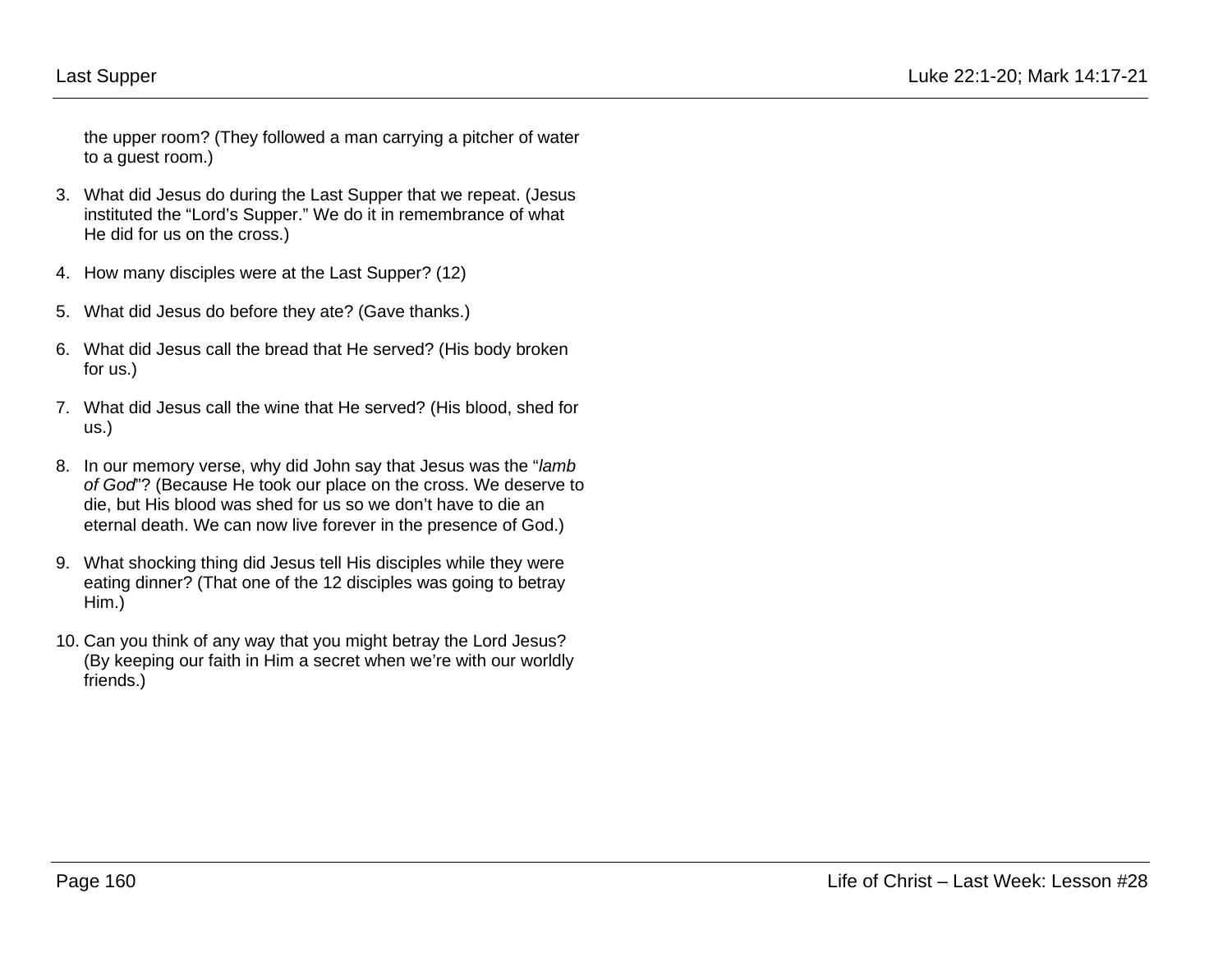the upper room? (They followed a man carrying a pitcher of water to a guest room.)

3. What did Jesus do during the Last Supper that we repeat. (Jesus instituted the “Lord’s Supper.” We do it in remembrance of what He did for us on the cross.)

4. How many disciples were at the Last Supper? (12)

5. What did Jesus do before they ate? (Gave thanks.)

6. What did Jesus call the bread that He served? (His body broken for us.)

7. What did Jesus call the wine that He served? (His blood, shed for us.)

8. In our memory verse, why did John say that Jesus was the “*lamb of God*”? (Because He took our place on the cross. We deserve to die, but His blood was shed for us so we don’t have to die an eternal death. We can now live forever in the presence of God.)

9. What shocking thing did Jesus tell His disciples while they were eating dinner? (That one of the 12 disciples was going to betray Him.)

10. Can you think of any way that you might betray the Lord Jesus? (By keeping our faith in Him a secret when we’re with our worldly friends.)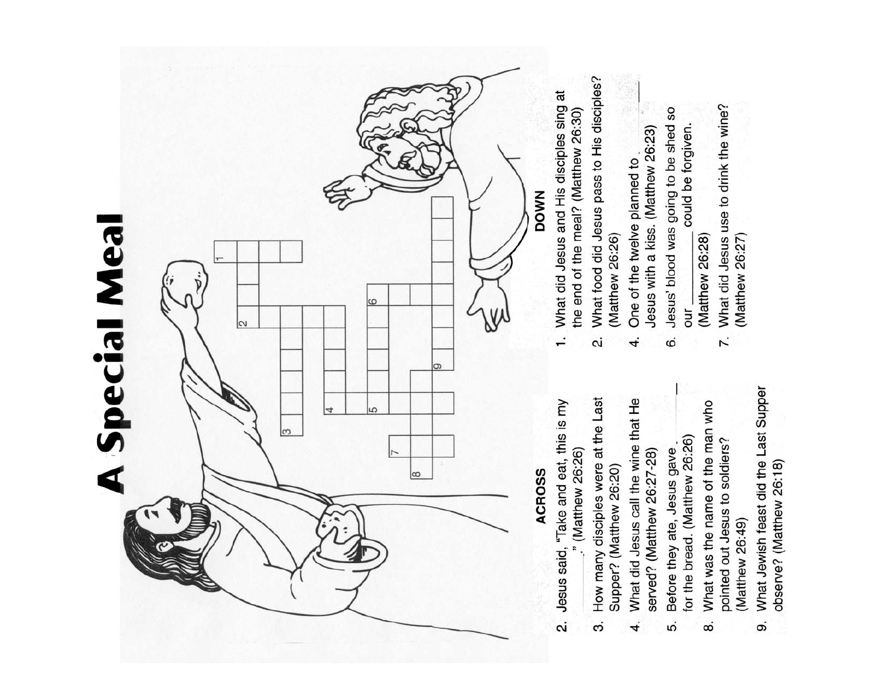# A Special Meal

**ACROSS**

2. Jesus said, "Take and eat, this is my ______." (Matthew 26:26)
3. How many disciples were at the Last Supper? (Matthew 26:20)
4. What did Jesus call the wine that He served? (Matthew 26:27-28)
5. Before they ate, Jesus gave ______ for the bread. (Matthew 26:26)
8. What was the name of the man who pointed out Jesus to soldiers? (Matthew 26:49)
9. What Jewish feast did the Last Supper observe? (Matthew 26:18)

**DOWN**

1. What did Jesus and His disciples sing at the end of the meal? (Matthew 26:30)
2. What food did Jesus pass to His disciples? (Matthew 26:26)
4. One of the twelve planned to ______ Jesus with a kiss. (Matthew 26:23)
6. Jesus' blood was going to be shed so our ______ could be forgiven. (Matthew 26:28)
7. What did Jesus use to drink the wine? (Matthew 26:27)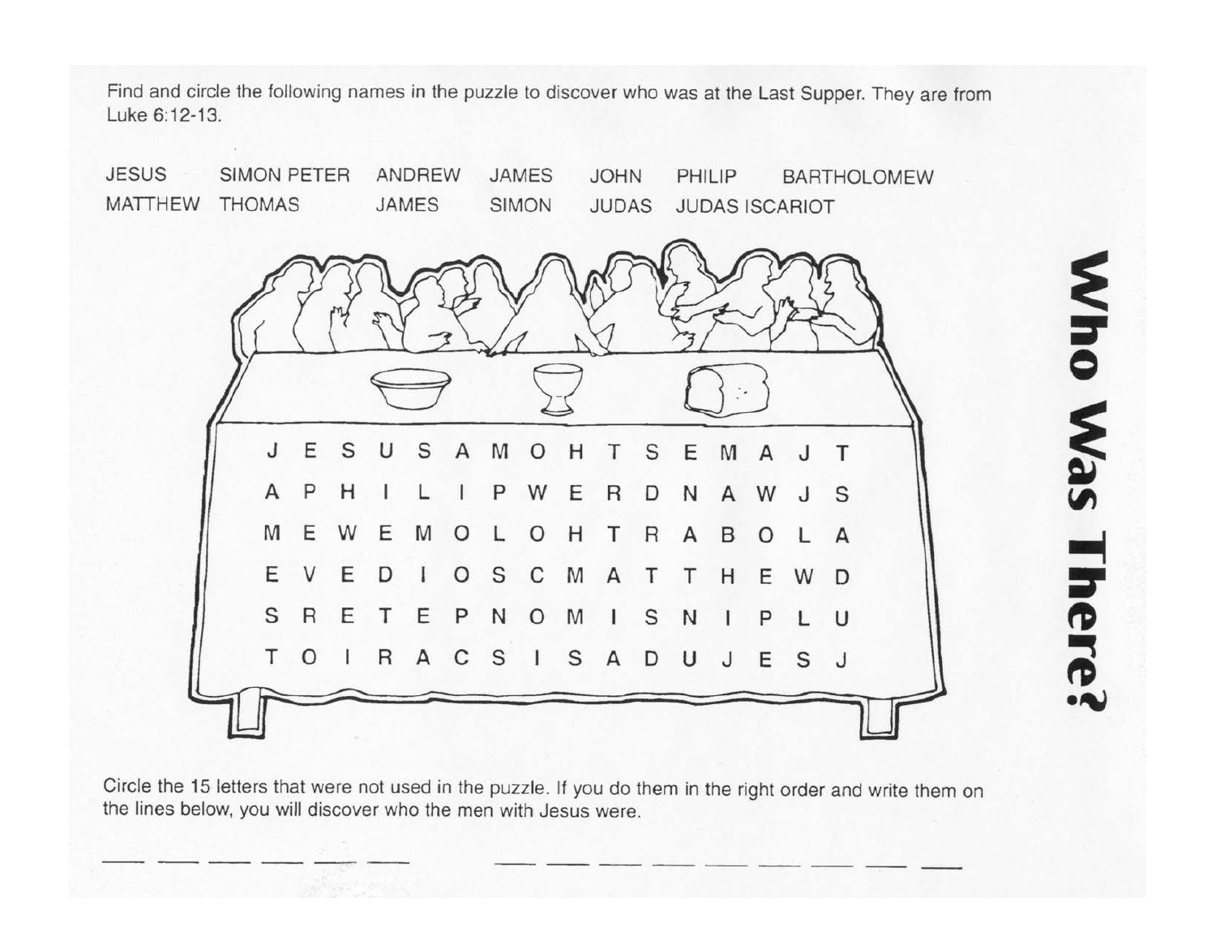# Who Was There?

Find and circle the following names in the puzzle to discover who was at the Last Supper. They are from Luke 6:12-13.

| | | | | | | |
|---|---|---|---|---|---|---|
| JESUS | SIMON PETER | ANDREW | JAMES | JOHN | PHILIP | BARTHOLOMEW |
| MATTHEW | THOMAS | JAMES | SIMON | JUDAS | JUDAS ISCARIOT | |

```
J E S U S A M O H T S E M A J T
A P H I L I P W E R D N A W J S
M E W E M O L O H T R A B O L A
E V E D I O S C M A T T H E W D
S R E T E P N O M I S N I P L U
T O I R A C S I S A D U J E S J
```

Circle the 15 letters that were not used in the puzzle. If you do them in the right order and write them on the lines below, you will discover who the men with Jesus were.

\_\_\_ \_\_\_ \_\_\_ \_\_\_ \_\_\_ \_\_\_ &nbsp;&nbsp;&nbsp; \_\_\_ \_\_\_ \_\_\_ \_\_\_ \_\_\_ \_\_\_ \_\_\_ \_\_\_ \_\_\_